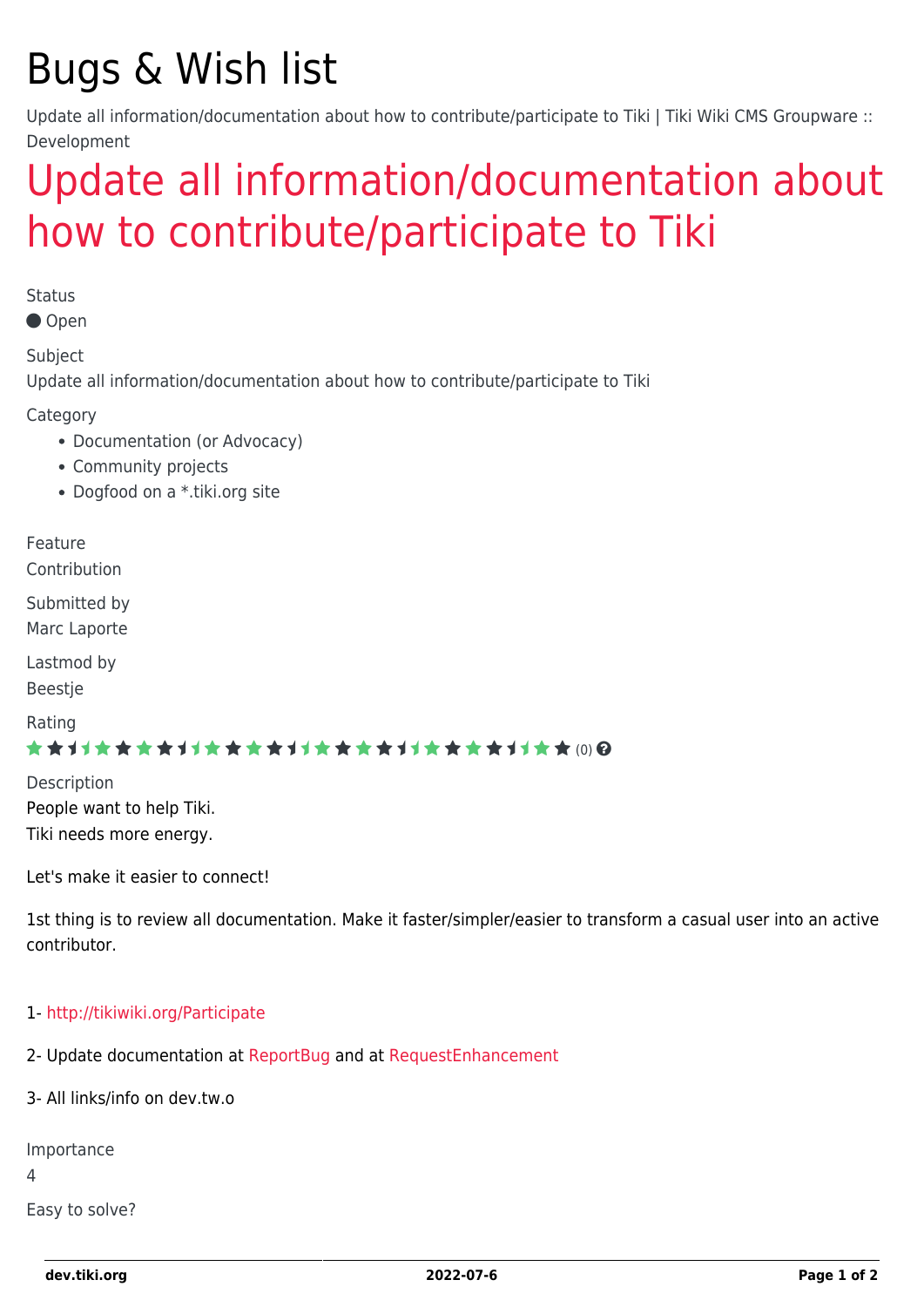# Bugs & Wish list

Update all information/documentation about how to contribute/participate to Tiki | Tiki Wiki CMS Groupware :: Development

## Update all information/documentation about how to contribute/participate to Tiki

Status

Open

Subject

Update all information/documentation about how to contribute/participate to Tiki

Category

- Documentation (or Advocacy)
- Community projects
- Dogfood on a *.tiki.org site

Feature

Contribution

Submitted by

Marc Laporte

Lastmod by

Beestje

Rating

(0)

Description

People want to help Tiki.
Tiki needs more energy.

Let's make it easier to connect!

1st thing is to review all documentation. Make it faster/simpler/easier to transform a casual user into an active contributor.

1- http://tikiwiki.org/Participate

2- Update documentation at ReportBug and at RequestEnhancement

3- All links/info on dev.tw.o

Importance

4

Easy to solve?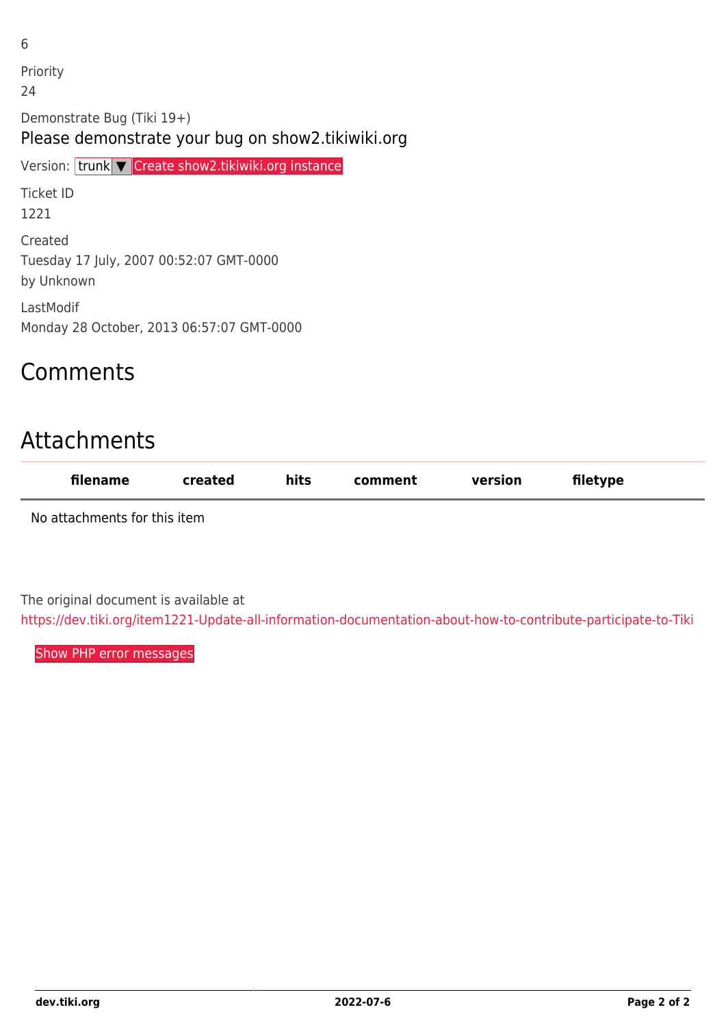6

Priority

24

Demonstrate Bug (Tiki 19+)

Please demonstrate your bug on show2.tikiwiki.org

Version: trunk ▼ Create show2.tikiwiki.org instance

Ticket ID

1221

Created

Tuesday 17 July, 2007 00:52:07 GMT-0000

by Unknown

LastModif

Monday 28 October, 2013 06:57:07 GMT-0000

## Comments

## Attachments

| filename | created | hits | comment | version | filetype |
| --- | --- | --- | --- | --- | --- |
| No attachments for this item | | | | | |

The original document is available at

https://dev.tiki.org/item1221-Update-all-information-documentation-about-how-to-contribute-participate-to-Tiki

Show PHP error messages